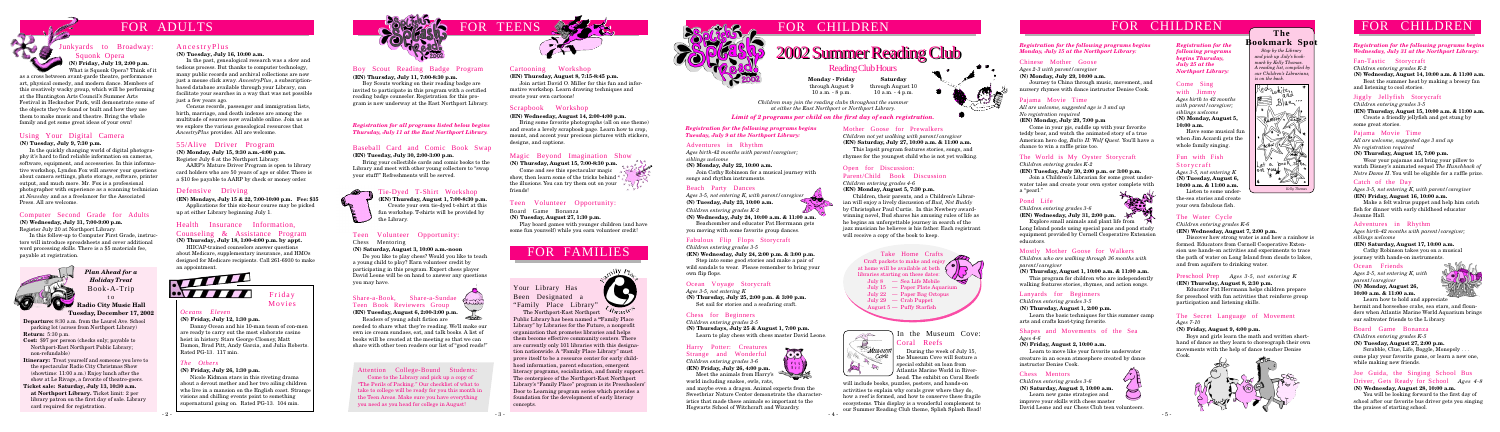# FOR ADULTS

## Junkyards to Broadway: Squonk Opera

**(N) Friday, July 19, 2:00 p.m.**

What is Squonk Opera? Think of it as a cross between avant-garde theatre, performance art, physical comedy, and modern dance. Members of this creatively wacky group, which will be performing at the Huntington Arts Council's Summer Arts Festival in Heckscher Park, will demonstrate some of the objects they've found or built and how they use them to make music and theatre. Bring the whole family and get some great ideas of your own!

## Using Your Digital Camera

**(N) Tuesday, July 9, 7:30 p.m.**

In the quickly changing world of digital photography it's hard to find reliable information on cameras, software, equipment, and accessories. In this informative workshop, Lyndon Fox will answer your questions about camera settings, photo storage, software, printer output, and much more. Mr. Fox is a professional photographer with experience as a scanning technician at *Newsday* and as a freelancer for the Associated Press. All are welcome.

## Computer Second Grade for Adults

**(N) Wednesday, July 31, 7:00-9:00 p.m.**

Register July 20 at Northport Library.

In this follow-up to Computer First Grade, instructors will introduce spreadsheets and cover additional word processing skills. There is a $5 materials fee, payable at registration.

## AncestryPlus

**(N) Tuesday, July 16, 10:00 a.m.**

In the past, genealogical research was a slow and tedious process. But thanks to computer technology, many public records and archival collections are now just a mouse click away. *AncestryPlus*, a subscription-based database available through your Library, can facilitate your searches in a way that was not possible just a few years ago.

Census records, passenger and immigration lists, birth, marriage, and death indexes are among the multitude of sources now available online. Join us as we explore the various genealogical resources that *AncestryPlus* provides. All are welcome.

## 55/Alive Driver Program

**(N) Monday, July 15, 9:30 a.m.-4:00 p.m.**

Register July 6 at the Northport Library.

AARP's Mature Driver Program is open to library card holders who are 50 years of age or older. There is a $10 fee payable to AARP by check or money order.

## Defensive Driving

**(EN) Mondays, July 15 & 22, 7:00-10:00 p.m. Fee: $35**

Applications for this six-hour course may be picked up at either Library beginning July 1.

## Health Insurance Information, Counseling & Assistance Program

**(N) Thursday, July 18, 1:00-4:00 p.m. by appt.**

HIICAP-trained counselors answer questions about Medicare, supplementary insurance, and HMOs designed for Medicare recipients. Call 261-6930 to make an appointment.

## Plan Ahead for a Holiday Treat

**Book-A-Trip to Radio City Music Hall**

**Tuesday, December 17, 2002**

**Departure:** 8:30 a.m. from the Laurel Ave. School parking lot (across from Northport Library)

**Return:** 5:30 p.m.

**Cost:** $97 per person (checks only, payable to Northport-East Northport Public Library; non-refundable)

**Itinerary:** Treat yourself and someone you love to the spectacular Radio City Christmas Show (showtime 11:00 a.m.). Enjoy lunch after the show at Le Rivage, a favorite of theatre-goers.

**Ticket sale: Saturday, July 13, 10:30 a.m. at Northport Library.** Ticket limit: 2 per library patron on the first day of sale. Library card required for registration.

## Friday Movies

### *Oceans Eleven*

**(N) Friday, July 12, 1:30 p.m.**

Danny Ocean and his 10-man team of con-men are ready to carry out the most elaborate casino heist in history. Stars George Clooney, Matt Damon, Brad Pitt, Andy Garcia, and Julia Roberts. Rated PG-13. 117 min.

### *The Others*

**(N) Friday, July 26, 1:30 p.m.**

Nicole Kidman stars in this riveting drama about a devout mother and her two ailing children who live in a mansion on the English coast. Strange visions and chilling events point to something supernatural going on. Rated PG-13. 104 min.

# FOR TEENS

## Boy Scout Reading Badge Program

**(EN) Thursday, July 11, 7:00-8:30 p.m.**

Boy Scouts working on their reading badge are invited to participate in this program with a certified reading badge counselor. Registration for this program is now underway at the East Northport Library.

*Registration for all programs listed below begins Thursday, July 11 at the East Northport Library.*

## Baseball Card and Comic Book Swap

**(EN) Tuesday, July 30, 2:00-3:00 p.m.**

Bring your collectible cards and comic books to the Library and meet with other young collectors to "swap your stuff!" Refreshments will be served.

## Tie-Dyed T-Shirt Workshop

**(EN) Thursday, August 1, 7:00-8:30 p.m.**

Create your own tie-dyed t-shirt at this fun workshop. T-shirts will be provided by the Library.

## Teen Volunteer Opportunity: Chess Mentoring

**(N) Saturday, August 3, 10:00 a.m.-noon**

Do you like to play chess? Would you like to teach a young child to play? Earn volunteer credit by participating in this program. Expect chess player David Leone will be on hand to answer any questions you may have.

## Share-a-Book, Share-a-Sundae Teen Book Reviewers Group

**(EN) Tuesday, August 6, 2:00-3:00 p.m.**

Readers of young adult fiction are needed to share what they're reading. We'll make our own ice cream sundaes, eat, and talk books. A list of books will be created at the meeting so that we can share with other teen readers our list of "good reads!"

**Attention College-Bound Students:** Come to the Library and pick up a copy of "The Perils of Packing." Our checklist of what to take to college will be ready for you this month in the Teen Areas. Make sure you have everything you need as you head for college in August!

## Cartooning Workshop

**(EN) Thursday, August 8, 7:15-8:45 p.m.**

Join artist David O. Miller for this fun and informative workshop. Learn drawing techniques and create your own cartoon!

## Scrapbook Workshop

**(EN) Wednesday, August 14, 2:00-4:00 p.m.**

Bring some favorite photographs (all on one theme) and create a lovely scrapbook page. Learn how to crop, mount, and accent your precious pictures with stickers, designs, and captions.

## Magic Beyond Imagination Show

**(N) Thursday, August 15, 7:00-8:30 p.m.**

Come and see this spectacular magic show, then learn some of the tricks behind the illusions. You can try them out on your friends!

## Teen Volunteer Opportunity: Board Game Bonanza

**(N) Tuesday, August 27, 1:30 p.m.**

Play board games with younger children (and have some fun yourself) while you earn volunteer credit!

# FOR FAMILIES

## Your Library Has Been Designated a "Family Place Library"

The Northport-East Northport Public Library has been named a "Family Place Library" by Libraries for the Future, a nonprofit organization that promotes libraries and helps them become effective community centers. There are currently only 101 libraries with this designation nationwide. A "Family Place Library" must prove itself to be a resource center for early childhood information, parent education, emergent literacy programs, socialization, and family support. The centerpiece of the Northport-East Northport Library's "Family Place" program is the Preschooler Door to Learning program series which provides a foundation for the development of early literacy concepts.

# FOR CHILDREN

# 2002 Summer Reading Club

**Reading Club Hours**

**Monday - Friday** through August 9 10 a.m. - 8 p.m.

**Saturday** through August 10 10 a.m. - 4 p.m.

*Children may join the reading clubs throughout the summer at either the East Northport or Northport Library.*

***Limit of 2 programs per child on the first day of each registration.***

*Registration for the following programs begins Tuesday, July 9 at the Northport Library.*

## Adventures in Rhythm

*Ages birth-42 months with parent/caregiver; siblings welcome*

**(N) Monday, July 22, 10:00 a.m.**

Join Cathy Robinson for a musical journey with songs and rhythm instruments.

## Beach Party Dances

*Ages 3-5, not entering K, with parent/caregiver*

**(N) Tuesday, July 23, 10:00 a.m.**

*Children entering grades K-2*

**(N) Wednesday, July 24, 10:00 a.m. & 11:00 a.m.**

Beachcomber and educator Pat Hermann gets you moving with some favorite group dances.

## Fabulous Flip Flops Storycraft

*Children entering grades 3-5*

**(EN) Wednesday, July 24, 2:00 p.m. & 3:00 p.m.**

Step into some good stories and make a pair of wild sandals to wear. Please remember to bring your own flip flops.

## Ocean Voyage Storycraft

*Ages 3-5, not entering K*

**(N) Thursday, July 25, 2:00 p.m. & 3:00 p.m.**

Set sail for stories and a seafaring craft.

## Chess for Beginners

*Children entering grades 3-5*

**(N) Thursdays, July 25 & August 1, 7:00 p.m.**

Learn to play chess with chess master David Leone.

## Harry Potter: Creatures Strange and Wonderful

*Children entering grades 3-6*

**(EN) Friday, July 26, 4:00 p.m.**

Meet the animals from Harry's world including snakes, owls, rats, and maybe even a dragon. Animal experts from the Sweetbriar Nature Center demonstrate the characteristics that made these animals so important to the Hogwarts School of Witchcraft and Wizardry.

## Mother Goose for Prewalkers

*Children not yet walking with parent/caregiver*

**(EN) Saturday, July 27, 10:00 a.m. & 11:00 a.m.**

This lapsit program features stories, songs, and rhymes for the youngest child who is not yet walking.

## Open for Discussion: Parent/Child Book Discussion

*Children entering grades 4-6*

**(EN) Monday, August 5, 7:30 p.m.**

Children and their parents, and a Children's Librarian will enjoy a lively discussion of *Bud, Not Buddy* by Christopher Paul Curtis. In this Newbery award-winning novel, Bud shares his amusing rules of life as he begins an unforgettable journey in search of the jazz musician he believes is his father. Each registrant will receive a copy of the book to keep.

## Take Home Crafts

Craft packets to make and enjoy at home will be available at both libraries starting on these dates:

- July 8 — Sea Life Mobile
- July 15 — Paper Plate Aquarium
- July 22 — Paper Bag Octopus
- July 29 — Craft Puppet
- August 5 — Puffy Starfish

## In the Museum Cove: Coral Reefs

During the week of July 15, the Museum Cove will feature a special exhibit on loan from the Atlantis Marine World in Riverhead. The exhibit on Coral Reefs will include books, puzzles, posters, and hands-on activities to explain why corals grow where they do, how a reef is formed, and how to conserve these fragile ecosystems. The display is a wonderful complement to our Summer Reading Club theme, Splish Splash Read!

*Registration for the following programs begins Monday, July 15 at the Northport Library.*

## Chinese Mother Goose

*Ages 2-3 with parent/caregiver*

**(N) Monday, July 29, 10:00 a.m.**

Journey to China through music, movement, and nursery rhymes with dance instructor Denise Cook.

## Pajama Movie Time

*All are welcome, suggested age is 3 and up*

*No registration required*

**(EN) Monday, July 29, 7:00 p.m.**

Come in your pjs, cuddle up with your favorite teddy bear, and watch the animated story of a true American hero dog, *Balto II: Wolf Quest*. You'll have a chance to win a raffle prize too.

## The World is My Oyster Storycraft

*Children entering grades K-2*

**(EN) Tuesday, July 30, 2:00 p.m. or 3:00 p.m.**

Join a Children's Librarian for some great underwater tale and create your own oyster complete with a "pearl."

## Pond Life

*Children entering grades 3-6*

**(EN) Wednesday, July 31, 2:00 p.m.**

Explore small animals and plant life from Long Island ponds using special pond and pond study equipment provided by Cornell Cooperative Extension educators.

## Mostly Mother Goose for Walkers

*Children who are walking through 36 months with parent/caregiver*

**(N) Thursday, August 1, 10:00 a.m. & 11:00 a.m.**

This program for children who are independently walking features stories, rhymes, and action songs.

## Lanyards for Beginners

*Children entering grades 3-5*

**(N) Thursday, August 1, 2:00 p.m.**

Learn the basic techniques for this summer camp and crafts keychain favorite.

## Shapes and Movements of the Sea

*Ages 4-6*

**(N) Friday, August 2, 10:00 a.m.**

Learn to move like your favorite undersea creature in an ocean atmosphere created by dance instructor Denise Cook.

## Chess Mentors

*Children entering grades 3-6*

**(N) Saturday, August 3, 10:00 a.m.**

Learn new game strategies and improve your skills with chess master David Leone and our Chess Club teen volunteers.

*Registration for the following programs begins Thursday, July 25 at the Northport Library:*

## Come Sing with Jimmy

*Ages birth to 42 months with parent/caregiver; siblings welcome*

**(N) Monday, August 5, 10:00 a.m.**

Have some musical fun when Jim Accardi gets the whole family singing.

## Fun with Fish Storycraft

*Ages 3-5, not entering K*

**(N) Tuesday, August 6, 10:00 a.m. & 11:00 a.m.**

Listen to some under-the-sea stories and create your own fabulous fish.

## The Water Cycle

*Children entering grades K-6*

**(EN) Wednesday, August 7, 2:00 p.m.**

Discover how strong water is and how a rainbow is formed. Educators from Cornell Cooperative Extension use hands-on activities and experiments to trace the path of water on Long Island from clouds to lakes, and from aquifers to drinking water.

## Preschool Pep *Ages 3-5, not entering K*

**(EN) Thursday, August 8, 2:30 p.m.**

Educator Pat Herrmann helps children prepare for preschool with fun activities that reinforce group participation and listening skills.

## The Secret Language of Movement

*Ages 7-10*

**(N) Friday, August 9, 4:00 p.m.**

Boys and girls learn the math and written shorthand of dance as they learn to choreograph their own movements with the help of dance teacher Denise Cook.

## The Bookmark Spot

Stop by the Library and pick up July's bookmark by Kelly Thomas. A reading list, compiled by our Children's Librarians, is on the back.

*Registration for the following programs begins Wednesday, July 31 at the Northport Library.*

## Fan-Tastic Storycraft

*Children entering grades K-2*

**(N) Wednesday, August 14, 10:00 a.m. & 11:00 a.m.**

Beat the summer heat by making a breezy fan and listening to cool stories.

## Jiggly Jellyfish Storycraft

*Children entering grades 3-5*

**(EN) Thursday, August 15, 10:00 a.m. & 11:00 a.m.**

Create a friendly jellyfish and get stung by some great stories.

## Pajama Movie Time

*All are welcome, suggested age 3 and up*

*No registration required*

**(N) Thursday, August 15, 7:00 p.m.**

Wear your pajamas and bring your pillow to watch Disney's animated sequel *The Hunchback of Notre Dame II*. You will be eligible for a raffle prize.

## Catch of the Day

*Ages 3-5, not entering K, with parent/caregiver*

**(EN) Friday, August 16, 10:00 a.m.**

Make a felt walrus puppet and help him catch fish for dinner with early childhood educator Jeanne Hall.

## Adventures in Rhythm

*Ages birth-42 months with parent/caregiver; siblings welcome*

**(EN) Saturday, August 17, 10:00 a.m.**

Cathy Robinson takes you on a musical journey with hands-on instruments.

## Ocean Friends

*Ages 3-5, not entering K, with parent/caregiver*

**(N) Monday, August 26, 10:00 a.m. & 11:00 a.m.**

Learn how to hold and appreciate hermit and horseshoe crabs, sea stars, and flounders when Atlantis Marine World Aquarium brings our saltwater friends to the Library.

## Board Game Bonanza

*Children entering grades K-5*

**(N) Tuesday, August 27, 2:00 p.m.**

Scrabble, Clue, Life, Boggle, Monopoly . . . come play your favorite game, or learn a new one, while making new friends.

## Joe Gaeda, the Singing School Bus Driver, Gets Ready for School *Ages 4-8*

**(N) Wednesday, August 28, 10:00 a.m.**

You will be looking forward to the first day of school after our favorite bus driver gets you singing the praises of starting school.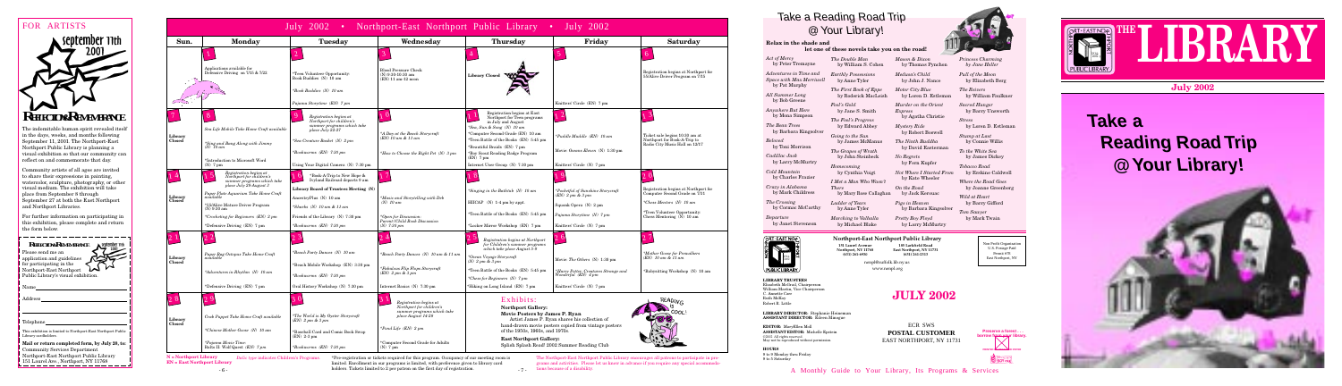# FOR ARTISTS

september 11th 2001

## REFLECTION & REMEMBRANCE

The indomitable human spirit revealed itself in the days, weeks, and months following September 11, 2001. The Northport-East Northport Public Library is planning a visual exhibition so that our community can reflect on and commemorate that day.

Community artists of all ages are invited to share their expressions in painting, watercolor, sculpture, photography, or other visual medium. The exhibition will take place from September 8 through September 27 at both the East Northport and Northport Libraries.

For further information on participating in this exhibition, please complete and return the form below.

**REFLECTION & REMEMBRANCE** september 11th 2001

Please send me an application and guidelines for participating in the Northport-East Northport Public Library's visual exhibition.

Name___________________

Address___________________

___________________

Telephone___________________

This exhibition is limited to Northport-East Northport Public Library cardholders.

**Mail or return completed form, by July 26, to:** Community Services Department Northport-East Northport Public Library 151 Laurel Ave., Northport, NY 11768

# July 2002 • Northport-East Northport Public Library • July 2002

| Sun. | Monday | Tuesday | Wednesday | Thursday | Friday | Saturday |
|---|---|---|---|---|---|---|
| | **1** Applications available for Defensive Driving on 7/30 & 7/22 | **2** *Teen Volunteer Opportunity: Book Buddies (N) 10 am<br>*Book Buddies (N) 10 am<br>Pajama Storytime (EN) 7 pm | **3** Blood Pressure Check (N) 9:30-10:30 am (EN) 11 am-12 noon | **4** Library Closed | **5** Knitters' Circle (EN) 7 pm | **6** Registration begins at Northport for 55/Alive Driver Program on 7/15 |
| **7** Library Closed | **8** *Sea Life Mobile Take Home Craft available<br>*Sing and Bang Along with Jimmy (N) 10 am<br>*Introduction to Microsoft Word (N) 7 pm | **9** Registration begins at Northport for children's summer programs which take place July 22-27<br>*Sea Creature Basket (N) 2 pm<br>*Bookworms (EN) 7:30 pm<br>Using Your Digital Camera (N) 7:30 pm | **10** *A Day at the Beach Storycraft (EN) 10 am & 11 am<br>*How to Choose the Right Pet (N) 2 pm | **11** Registration begins at East Northport for Teen programs in July and August<br>*Sea, Sun & Song (N) 10 am<br>*Computer Second Grade (EN) 10 am<br>*Teen Battle of the Books (EN) 5:45 pm<br>*Beautiful Beads (EN) 7 pm<br>*Rep Good Reading Badge Program (EN) 7 pm<br>Internet User Group (N) 7:30 pm | **12** *Puddle Muddle (EN) 10 am<br>Movie: Ocean's Eleven (N) 1:30 pm<br>Knitters' Circle (N) 7 pm | **13** Ticket sale begins 10:30 am at Northport for Road-A-Trip to Radio City Music Hall on 12/17 |
| **14** Library Closed | **15** Registration begins at Northport for children's summer programs which take place July 29-August 3<br>Paper Plate Aquarium Take Home Craft available<br>*55/Alive Mature Driver Program (N) 9:30 am<br>*Crocheting for Beginners (EN) 2 pm<br>*Defensive Driving (EN) 7 pm | **16** *Reads & Trip to New Hope & Ivyland Railroad departs 9 am<br>**Library Board of Trustees Meeting (N)**<br>AnemisyPlan (N) 10 am<br>*Abacha (N) 10 am & 11 am<br>Friends of the Library (N) 7:30 pm<br>*Bookworms (EN) 7:30 pm | **17** *Music and Storytelling with Deb (N) 10 am<br>*Open for Discussion: Parent/Child Book Discussion (N) 7:30 pm | **18** *Singing in the Bathtub (N) 10 am<br>BRIDAP (N) 1-4 pm by appt.<br>*Teen Battle of the Books (EN) 5:45 pm<br>*Ladies Market Workshop (EN) 7 pm | **19** *Pocketful of Sunshine Storycraft (EN) 2 pm & 3 pm<br>Squeak Opera (N) 2 pm<br>Pajama Storytime (N) 7 pm<br>Knitters' Circle (N) 7 pm | **20** Registration begins at Northport for Computer Second Grade on 7/25<br>*Chess Masters (N) 10 am<br>*Teen Volunteer Opportunity: Chess Mentoring (N) 10 am |
| **21** Library Closed | **22** Paper Bag Octopus Take Home Craft available<br>*Adventures in Rhythm (N) 10 am<br>*Defensive Driving (EN) 7 pm | **23** *Beach Party Dances (N) 10 am<br>*Beach Mobile Workshop (EN) 3:30 pm<br>*Bookworms (EN) 7:30 pm<br>Oral History Workshop (N) 7:30 pm | **24** *Beach Party Dances (N) 10 am & 11 am<br>*Fabulous Flip Flops Storycraft (EN) 2 pm & 3 pm<br>Internet Basics (N) 7:30 pm | **25** Registration begins at Northport for children's summer programs which take place August 5-9<br>*Ocean Voyage Storycraft (N) 2 pm & 3 pm<br>*Teen Battle of the Books (EN) 5:45 pm<br>*Chess for Beginners (EN) 7 pm<br>*Hiking on Long Island (EN) 7 pm | **26** Movie: The Others (N) 1:30 pm<br>*Starry Fables: Creatures Strange and Wonderful (EN) 4 pm<br>Knitters' Circle (N) 7 pm | **27** *Mother Goose for Preschoolers (EN) 10 am & 11 am<br>*Babysitting Workshop (N) 10 am |
| **28** Library Closed | **29** Crab Puppet Take Home Craft available<br>*Chinese Mother Goose (N) 10 am<br>*Pajama Moon Time: Rolle II Wolf Spirit (EN) 7 pm | **30** *The World in My Oyster Storycraft (EN) 2 pm & 3 pm<br>*Baseball Card and Comic Book Swap (EN) 2-3 pm<br>*Bookworms (EN) 7:30 pm | **31** Registration begins at Northport for children's summer programs which take place August 14-29<br>*Food Life (EN) 2 pm<br>*Computer Second Grade for Adults (N) 7 pm | | | |

**Exhibits:**

**Northport Gallery:**
Movie Posters by James P. Ryan
Artist James P. Ryan shares his collection of hand-drawn movie posters copied from vintage posters of the 1950s, 1960s, and 1970s

**East Northport Gallery:**
Splish Splash Read! 2002 Summer Reading Club

**N = Northport Library**
**EN = East Northport Library**

Daily type indicates Children's Programs

*Pre-registration or tickets required for this program. Occupancy of our meeting room is limited. Enrollment in our programs is limited, with preference given to library card holders. Tickets limited to 2 per person on the first day of registration

The Northport-East Northport Public Library encourages all patrons to participate in programs and activities. Please let us know in advance if you require any special accommodations because of a disability.

# Take a Reading Road Trip @ Your Library!

**Relax in the shade and let one of these novels take you on the road!**

*Act of Mercy* by Peter Tremayne

*Adventures in Time and Space with Max Merriwell* by Pat Murphy

*All Summer Long* by Bob Greene

*Anywhere But Here* by Mona Simpson

*The Bean Trees* by Barbara Kingsolver

*Beloved* by Toni Morrison

*Cadillac Jack* by Larry McMurtry

*Cold Mountain* by Charles Frazier

*Crazy in Alabama* by Mark Childress

*The Crossing* by Cormac McCarthy

*Departure* by Janet Sorenson

*The Double Man* by William S. Cohen

*Earthly Possessions* by Anne Tyler

*The First Book of Eppe* by Roderick Macleish

*Fool's Gold* by Jane S. Smith

*The Fool's Progress* by Edward Abbey

*Going to the Sun* by James McManus

*The Grapes of Wrath* by John Steinbeck

*Homecoming* by Cynthia Voigt

*I Met a Man Who Wasn't There* by Mary Rose Callaghan

*Ladder of Years* by Anne Tyler

*Marching to Valhalla* by Michael Blake

*Mason & Dixon* by Thomas Pynchon

*Mattison's Child* by John J. Nance

*Motor City Blue* by Loren D. Estleman

*Murder on the Orient Express* by Agatha Christie

*Mystery Ride* by Robert Boswell

*The Ninth Buddha* by David Kastenman

*No Regrets* by Fern Kupfer

*Not Where I Started From* by Kate Wheeler

*On the Road* by Jack Kerouac

*Pigs in Heaven* by Barbara Kingsolver

*Pretty Boy Floyd* by Larry McMurtry

*Princess Charming* by Jane Heller

*Pull of the Moon* by Elizabeth Berg

*The Reivers* by William Faulkner

*Sacred Hunger* by Barry Unsworth

*Stress* by Loren D. Estleman

*Stamp at Last* by Connie Willis

*To the White Sea* by James Dickey

*Tobacco Road* by Erskine Caldwell

*Where the Road Goes* by Joanne Greenberg

*Wild at Heart* by Barry Gifford

*Zion Sawyer* by Mark Twain

**Northport-East Northport Public Library**

151 Laurel Avenue, Northport, NY 11768, (631) 261-6930

185 Larkfield Road, East Northport, NY 11731, (631) 261-2313

nenpl@suffolk.lib.ny.us
www.nenpl.org

# JULY 2002

**LIBRARY TRUSTEES**
Elizabeth McCloud, Chairperson
William Martin, Vice Chairperson
C. Annette Case
Ruth McKay
Robert E. Little

**LIBRARY DIRECTOR:** Stephanie Heineman
**ASSISTANT DIRECTOR:** Eileen Minogue

**EDITOR:** MaryEllen Mall
**ASSISTANT EDITOR:** Michelle Epstein

**HOURS**
9 to 9 Monday thru Friday
9 to 5 Saturday

Non-Profit Organization
U.S. Postage Paid
Permit #70
East Northport, NY

ECR SWS
**POSTAL CUSTOMER**
EAST NORTHPORT, NY 11731

# THE LIBRARY

**July 2002**

# Take a Reading Road Trip @ Your Library!

A Monthly Guide to Your Library, Its Programs & Services